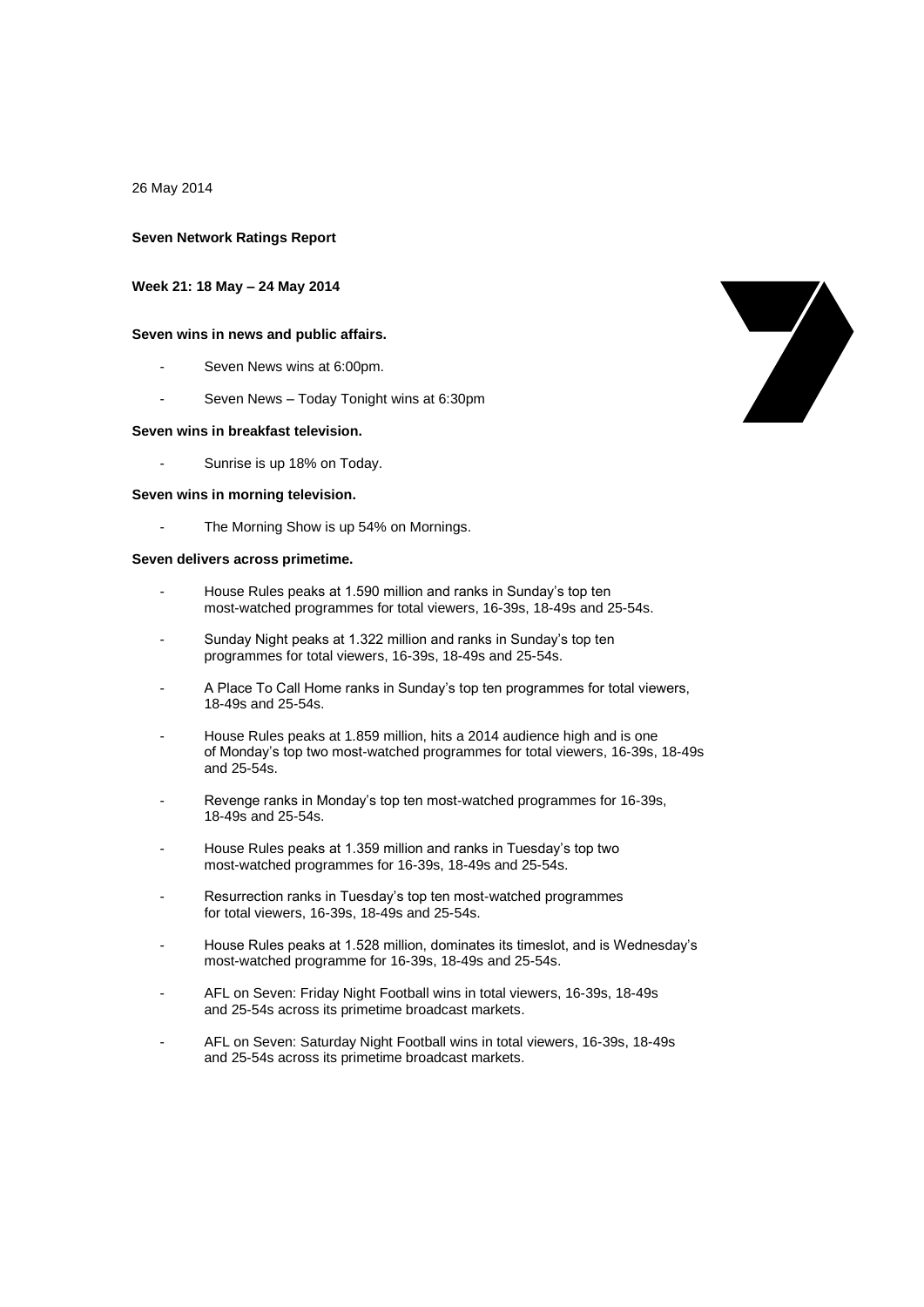26 May 2014

**Seven Network Ratings Report**

**Week 21: 18 May – 24 May 2014**

**Seven wins in news and public affairs.**

- Seven News wins at 6:00pm.
- Seven News – Today Tonight wins at 6:30pm

**Seven wins in breakfast television.**

- Sunrise is up 18% on Today.

**Seven wins in morning television.**

- The Morning Show is up 54% on Mornings.

**Seven delivers across primetime.**

- House Rules peaks at 1.590 million and ranks in Sunday's top ten most-watched programmes for total viewers, 16-39s, 18-49s and 25-54s.
- Sunday Night peaks at 1.322 million and ranks in Sunday's top ten programmes for total viewers, 16-39s, 18-49s and 25-54s.
- A Place To Call Home ranks in Sunday's top ten programmes for total viewers, 18-49s and 25-54s.
- House Rules peaks at 1.859 million, hits a 2014 audience high and is one of Monday's top two most-watched programmes for total viewers, 16-39s, 18-49s and 25-54s.
- Revenge ranks in Monday's top ten most-watched programmes for 16-39s, 18-49s and 25-54s.
- House Rules peaks at 1.359 million and ranks in Tuesday's top two most-watched programmes for 16-39s, 18-49s and 25-54s.
- Resurrection ranks in Tuesday's top ten most-watched programmes for total viewers, 16-39s, 18-49s and 25-54s.
- House Rules peaks at 1.528 million, dominates its timeslot, and is Wednesday's most-watched programme for 16-39s, 18-49s and 25-54s.
- AFL on Seven: Friday Night Football wins in total viewers, 16-39s, 18-49s and 25-54s across its primetime broadcast markets.
- AFL on Seven: Saturday Night Football wins in total viewers, 16-39s, 18-49s and 25-54s across its primetime broadcast markets.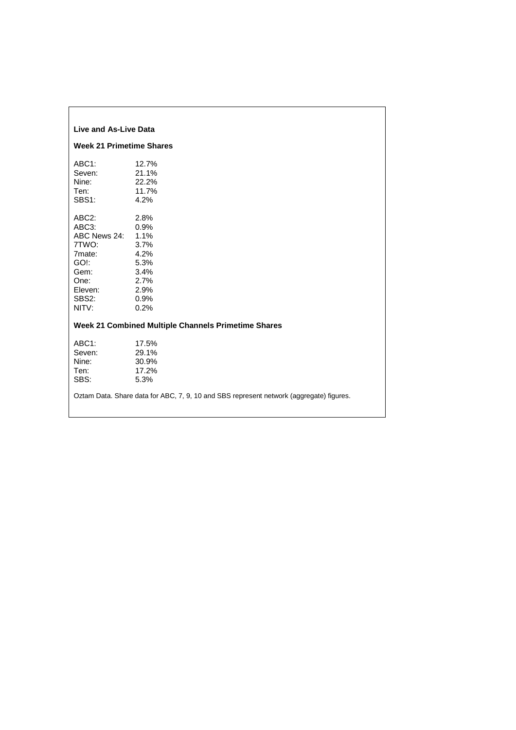**Live and As-Live Data**

**Week 21 Primetime Shares**

| | |
|---|---|
| ABC1: | 12.7% |
| Seven: | 21.1% |
| Nine: | 22.2% |
| Ten: | 11.7% |
| SBS1: | 4.2% |

| | |
|---|---|
| ABC2: | 2.8% |
| ABC3: | 0.9% |
| ABC News 24: | 1.1% |
| 7TWO: | 3.7% |
| 7mate: | 4.2% |
| GO!: | 5.3% |
| Gem: | 3.4% |
| One: | 2.7% |
| Eleven: | 2.9% |
| SBS2: | 0.9% |
| NITV: | 0.2% |

**Week 21 Combined Multiple Channels Primetime Shares**

| | |
|---|---|
| ABC1: | 17.5% |
| Seven: | 29.1% |
| Nine: | 30.9% |
| Ten: | 17.2% |
| SBS: | 5.3% |

Oztam Data. Share data for ABC, 7, 9, 10 and SBS represent network (aggregate) figures.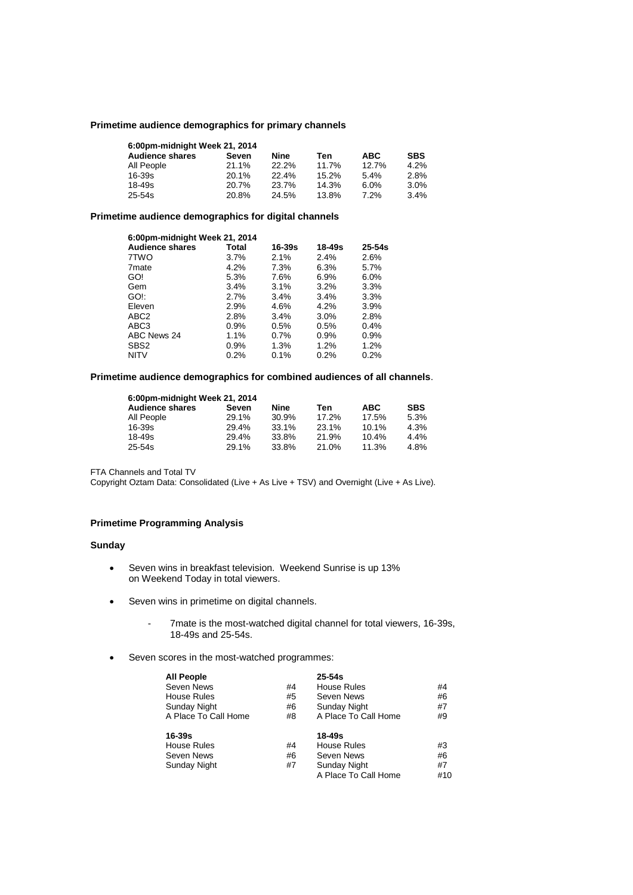**Primetime audience demographics for primary channels**

| 6:00pm-midnight Week 21, 2014 | | | | | |
|---|---|---|---|---|---|
| **Audience shares** | **Seven** | **Nine** | **Ten** | **ABC** | **SBS** |
| All People | 21.1% | 22.2% | 11.7% | 12.7% | 4.2% |
| 16-39s | 20.1% | 22.4% | 15.2% | 5.4% | 2.8% |
| 18-49s | 20.7% | 23.7% | 14.3% | 6.0% | 3.0% |
| 25-54s | 20.8% | 24.5% | 13.8% | 7.2% | 3.4% |

**Primetime audience demographics for digital channels**

| 6:00pm-midnight Week 21, 2014 | | | | |
|---|---|---|---|---|
| **Audience shares** | **Total** | **16-39s** | **18-49s** | **25-54s** |
| 7TWO | 3.7% | 2.1% | 2.4% | 2.6% |
| 7mate | 4.2% | 7.3% | 6.3% | 5.7% |
| GO! | 5.3% | 7.6% | 6.9% | 6.0% |
| Gem | 3.4% | 3.1% | 3.2% | 3.3% |
| GO!: | 2.7% | 3.4% | 3.4% | 3.3% |
| Eleven | 2.9% | 4.6% | 4.2% | 3.9% |
| ABC2 | 2.8% | 3.4% | 3.0% | 2.8% |
| ABC3 | 0.9% | 0.5% | 0.5% | 0.4% |
| ABC News 24 | 1.1% | 0.7% | 0.9% | 0.9% |
| SBS2 | 0.9% | 1.3% | 1.2% | 1.2% |
| NITV | 0.2% | 0.1% | 0.2% | 0.2% |

**Primetime audience demographics for combined audiences of all channels**.

| 6:00pm-midnight Week 21, 2014 | | | | | |
|---|---|---|---|---|---|
| **Audience shares** | **Seven** | **Nine** | **Ten** | **ABC** | **SBS** |
| All People | 29.1% | 30.9% | 17.2% | 17.5% | 5.3% |
| 16-39s | 29.4% | 33.1% | 23.1% | 10.1% | 4.3% |
| 18-49s | 29.4% | 33.8% | 21.9% | 10.4% | 4.4% |
| 25-54s | 29.1% | 33.8% | 21.0% | 11.3% | 4.8% |

FTA Channels and Total TV
Copyright Oztam Data: Consolidated (Live + As Live + TSV) and Overnight (Live + As Live).

**Primetime Programming Analysis**

**Sunday**

- Seven wins in breakfast television. Weekend Sunrise is up 13% on Weekend Today in total viewers.
- Seven wins in primetime on digital channels.
  - 7mate is the most-watched digital channel for total viewers, 16-39s, 18-49s and 25-54s.
- Seven scores in the most-watched programmes:

| **All People** | | **25-54s** | |
|---|---|---|---|
| Seven News | #4 | House Rules | #4 |
| House Rules | #5 | Seven News | #6 |
| Sunday Night | #6 | Sunday Night | #7 |
| A Place To Call Home | #8 | A Place To Call Home | #9 |
| **16-39s** | | **18-49s** | |
| House Rules | #4 | House Rules | #3 |
| Seven News | #6 | Seven News | #6 |
| Sunday Night | #7 | Sunday Night | #7 |
| | | A Place To Call Home | #10 |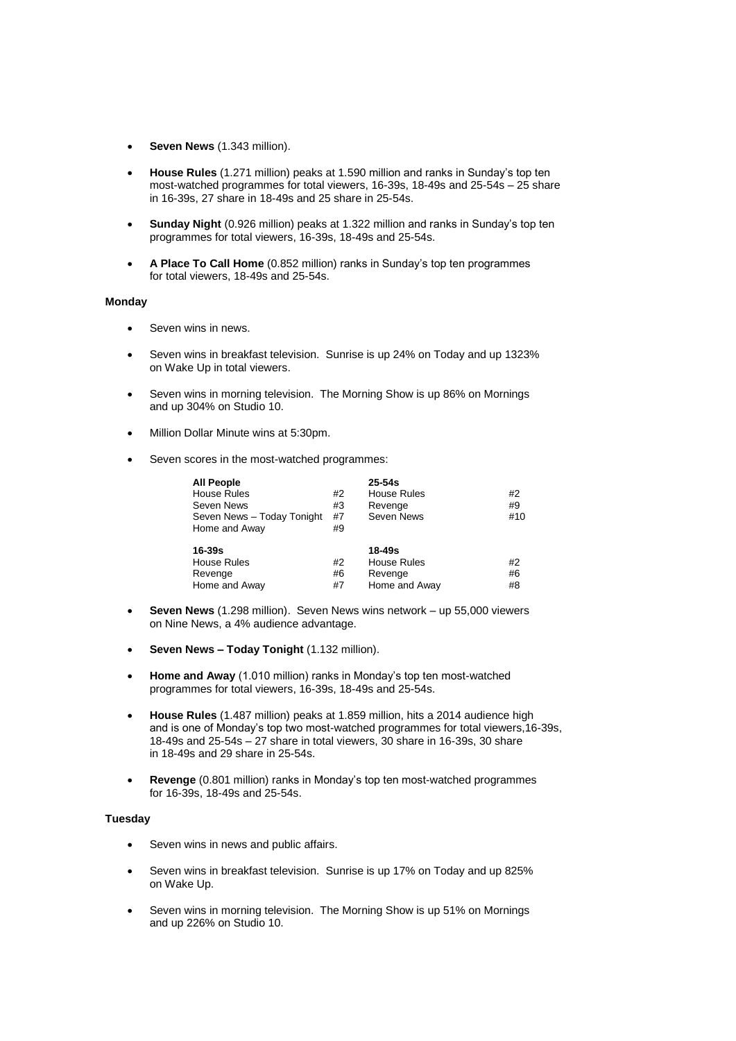- **Seven News** (1.343 million).

- **House Rules** (1.271 million) peaks at 1.590 million and ranks in Sunday's top ten most-watched programmes for total viewers, 16-39s, 18-49s and 25-54s – 25 share in 16-39s, 27 share in 18-49s and 25 share in 25-54s.

- **Sunday Night** (0.926 million) peaks at 1.322 million and ranks in Sunday's top ten programmes for total viewers, 16-39s, 18-49s and 25-54s.

- **A Place To Call Home** (0.852 million) ranks in Sunday's top ten programmes for total viewers, 18-49s and 25-54s.

**Monday**

- Seven wins in news.

- Seven wins in breakfast television. Sunrise is up 24% on Today and up 1323% on Wake Up in total viewers.

- Seven wins in morning television. The Morning Show is up 86% on Mornings and up 304% on Studio 10.

- Million Dollar Minute wins at 5:30pm.

- Seven scores in the most-watched programmes:

| **All People** | | **25-54s** | |
|---|---|---|---|
| House Rules | #2 | House Rules | #2 |
| Seven News | #3 | Revenge | #9 |
| Seven News – Today Tonight | #7 | Seven News | #10 |
| Home and Away | #9 | | |
| **16-39s** | | **18-49s** | |
| House Rules | #2 | House Rules | #2 |
| Revenge | #6 | Revenge | #6 |
| Home and Away | #7 | Home and Away | #8 |

- **Seven News** (1.298 million). Seven News wins network – up 55,000 viewers on Nine News, a 4% audience advantage.

- **Seven News – Today Tonight** (1.132 million).

- **Home and Away** (1.010 million) ranks in Monday's top ten most-watched programmes for total viewers, 16-39s, 18-49s and 25-54s.

- **House Rules** (1.487 million) peaks at 1.859 million, hits a 2014 audience high and is one of Monday's top two most-watched programmes for total viewers,16-39s, 18-49s and 25-54s – 27 share in total viewers, 30 share in 16-39s, 30 share in 18-49s and 29 share in 25-54s.

- **Revenge** (0.801 million) ranks in Monday's top ten most-watched programmes for 16-39s, 18-49s and 25-54s.

**Tuesday**

- Seven wins in news and public affairs.

- Seven wins in breakfast television. Sunrise is up 17% on Today and up 825% on Wake Up.

- Seven wins in morning television. The Morning Show is up 51% on Mornings and up 226% on Studio 10.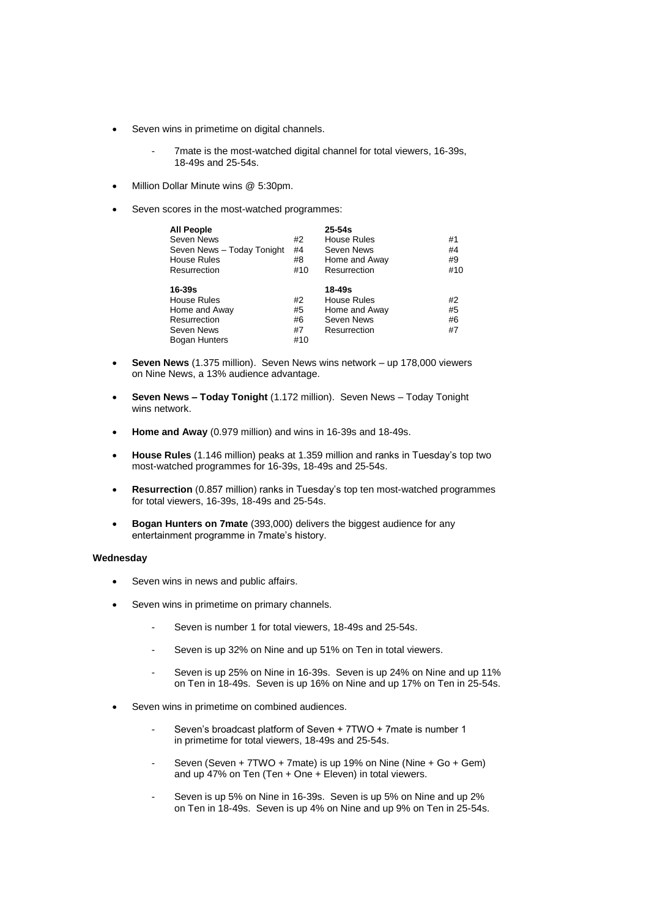- Seven wins in primetime on digital channels.
    - 7mate is the most-watched digital channel for total viewers, 16-39s, 18-49s and 25-54s.
- Million Dollar Minute wins @ 5:30pm.
- Seven scores in the most-watched programmes:

| **All People** | | **25-54s** | |
|---|---|---|---|
| Seven News | #2 | House Rules | #1 |
| Seven News – Today Tonight | #4 | Seven News | #4 |
| House Rules | #8 | Home and Away | #9 |
| Resurrection | #10 | Resurrection | #10 |
| **16-39s** | | **18-49s** | |
| House Rules | #2 | House Rules | #2 |
| Home and Away | #5 | Home and Away | #5 |
| Resurrection | #6 | Seven News | #6 |
| Seven News | #7 | Resurrection | #7 |
| Bogan Hunters | #10 | | |

- **Seven News** (1.375 million). Seven News wins network – up 178,000 viewers on Nine News, a 13% audience advantage.
- **Seven News – Today Tonight** (1.172 million). Seven News – Today Tonight wins network.
- **Home and Away** (0.979 million) and wins in 16-39s and 18-49s.
- **House Rules** (1.146 million) peaks at 1.359 million and ranks in Tuesday's top two most-watched programmes for 16-39s, 18-49s and 25-54s.
- **Resurrection** (0.857 million) ranks in Tuesday's top ten most-watched programmes for total viewers, 16-39s, 18-49s and 25-54s.
- **Bogan Hunters on 7mate** (393,000) delivers the biggest audience for any entertainment programme in 7mate's history.

**Wednesday**

- Seven wins in news and public affairs.
- Seven wins in primetime on primary channels.
    - Seven is number 1 for total viewers, 18-49s and 25-54s.
    - Seven is up 32% on Nine and up 51% on Ten in total viewers.
    - Seven is up 25% on Nine in 16-39s. Seven is up 24% on Nine and up 11% on Ten in 18-49s. Seven is up 16% on Nine and up 17% on Ten in 25-54s.
- Seven wins in primetime on combined audiences.
    - Seven's broadcast platform of Seven + 7TWO + 7mate is number 1 in primetime for total viewers, 18-49s and 25-54s.
    - Seven (Seven + 7TWO + 7mate) is up 19% on Nine (Nine + Go + Gem) and up 47% on Ten (Ten + One + Eleven) in total viewers.
    - Seven is up 5% on Nine in 16-39s. Seven is up 5% on Nine and up 2% on Ten in 18-49s. Seven is up 4% on Nine and up 9% on Ten in 25-54s.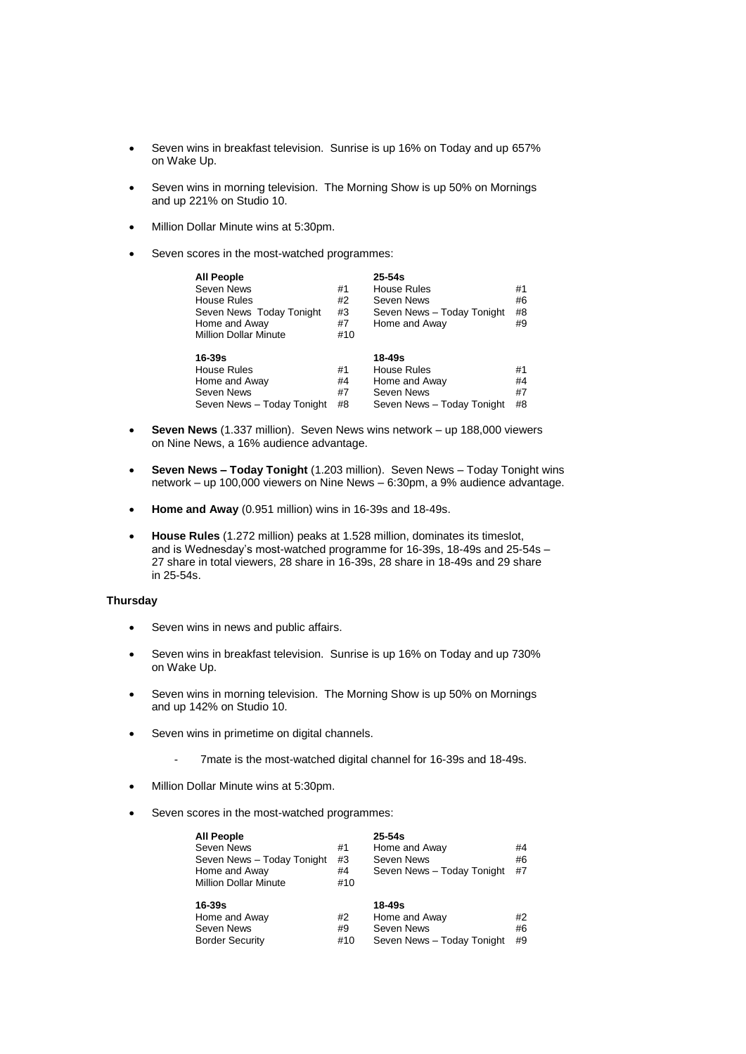- Seven wins in breakfast television. Sunrise is up 16% on Today and up 657% on Wake Up.
- Seven wins in morning television. The Morning Show is up 50% on Mornings and up 221% on Studio 10.
- Million Dollar Minute wins at 5:30pm.
- Seven scores in the most-watched programmes:

| **All People** | | **25-54s** | |
|---|---|---|---|
| Seven News | #1 | House Rules | #1 |
| House Rules | #2 | Seven News | #6 |
| Seven News Today Tonight | #3 | Seven News – Today Tonight | #8 |
| Home and Away | #7 | Home and Away | #9 |
| Million Dollar Minute | #10 | | |
| **16-39s** | | **18-49s** | |
| House Rules | #1 | House Rules | #1 |
| Home and Away | #4 | Home and Away | #4 |
| Seven News | #7 | Seven News | #7 |
| Seven News – Today Tonight | #8 | Seven News – Today Tonight | #8 |

- **Seven News** (1.337 million). Seven News wins network – up 188,000 viewers on Nine News, a 16% audience advantage.
- **Seven News – Today Tonight** (1.203 million). Seven News – Today Tonight wins network – up 100,000 viewers on Nine News – 6:30pm, a 9% audience advantage.
- **Home and Away** (0.951 million) wins in 16-39s and 18-49s.
- **House Rules** (1.272 million) peaks at 1.528 million, dominates its timeslot, and is Wednesday's most-watched programme for 16-39s, 18-49s and 25-54s – 27 share in total viewers, 28 share in 16-39s, 28 share in 18-49s and 29 share in 25-54s.

**Thursday**

- Seven wins in news and public affairs.
- Seven wins in breakfast television. Sunrise is up 16% on Today and up 730% on Wake Up.
- Seven wins in morning television. The Morning Show is up 50% on Mornings and up 142% on Studio 10.
- Seven wins in primetime on digital channels.
  - 7mate is the most-watched digital channel for 16-39s and 18-49s.
- Million Dollar Minute wins at 5:30pm.
- Seven scores in the most-watched programmes:

| **All People** | | **25-54s** | |
|---|---|---|---|
| Seven News | #1 | Home and Away | #4 |
| Seven News – Today Tonight | #3 | Seven News | #6 |
| Home and Away | #4 | Seven News – Today Tonight | #7 |
| Million Dollar Minute | #10 | | |
| **16-39s** | | **18-49s** | |
| Home and Away | #2 | Home and Away | #2 |
| Seven News | #9 | Seven News | #6 |
| Border Security | #10 | Seven News – Today Tonight | #9 |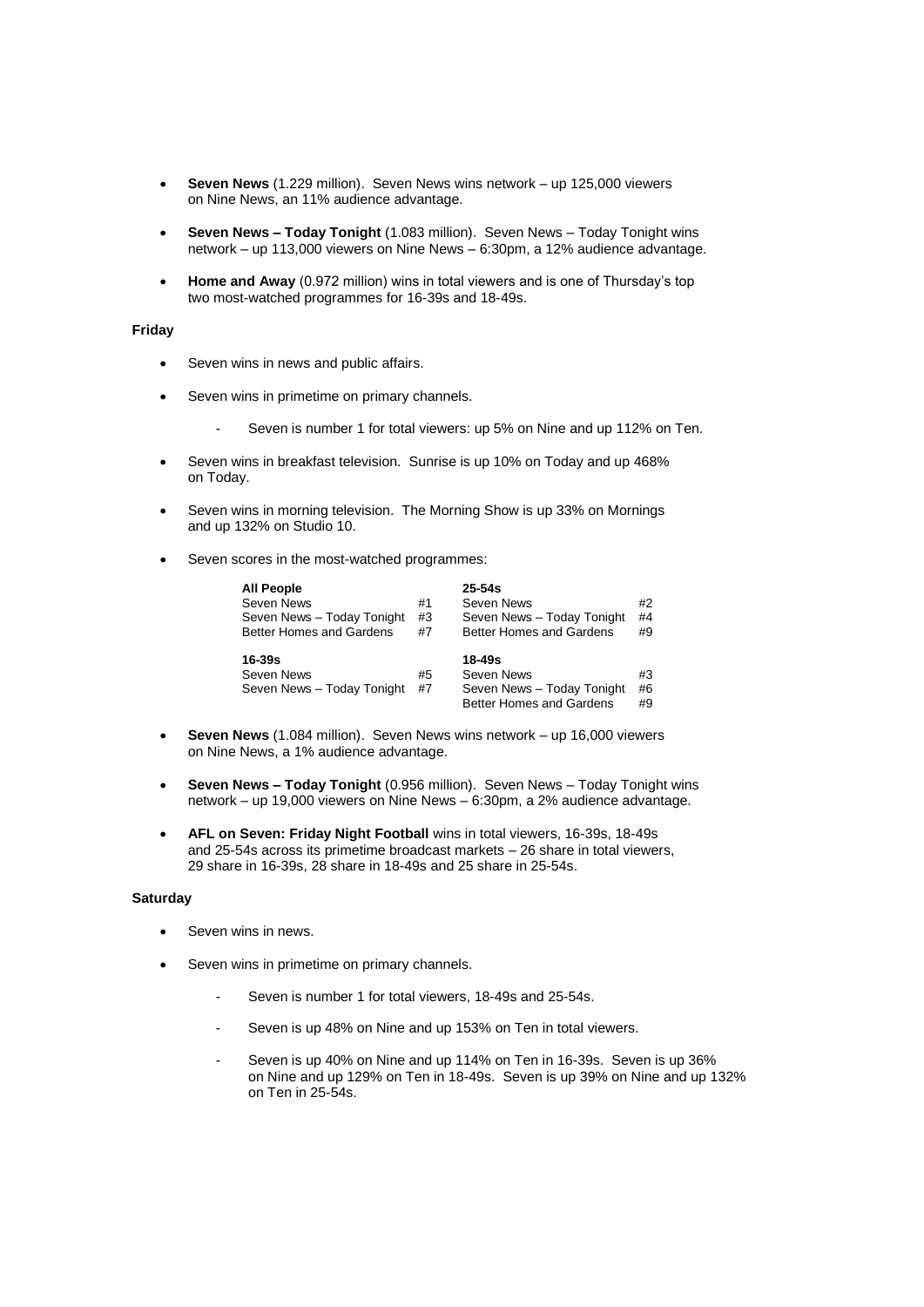- **Seven News** (1.229 million). Seven News wins network – up 125,000 viewers on Nine News, an 11% audience advantage.

- **Seven News – Today Tonight** (1.083 million). Seven News – Today Tonight wins network – up 113,000 viewers on Nine News – 6:30pm, a 12% audience advantage.

- **Home and Away** (0.972 million) wins in total viewers and is one of Thursday's top two most-watched programmes for 16-39s and 18-49s.

**Friday**

- Seven wins in news and public affairs.

- Seven wins in primetime on primary channels.

  - Seven is number 1 for total viewers: up 5% on Nine and up 112% on Ten.

- Seven wins in breakfast television. Sunrise is up 10% on Today and up 468% on Today.

- Seven wins in morning television. The Morning Show is up 33% on Mornings and up 132% on Studio 10.

- Seven scores in the most-watched programmes:

| **All People** | | **25-54s** | |
|---|---|---|---|
| Seven News | #1 | Seven News | #2 |
| Seven News – Today Tonight | #3 | Seven News – Today Tonight | #4 |
| Better Homes and Gardens | #7 | Better Homes and Gardens | #9 |
| **16-39s** | | **18-49s** | |
| Seven News | #5 | Seven News | #3 |
| Seven News – Today Tonight | #7 | Seven News – Today Tonight | #6 |
| | | Better Homes and Gardens | #9 |

- **Seven News** (1.084 million). Seven News wins network – up 16,000 viewers on Nine News, a 1% audience advantage.

- **Seven News – Today Tonight** (0.956 million). Seven News – Today Tonight wins network – up 19,000 viewers on Nine News – 6:30pm, a 2% audience advantage.

- **AFL on Seven: Friday Night Football** wins in total viewers, 16-39s, 18-49s and 25-54s across its primetime broadcast markets – 26 share in total viewers, 29 share in 16-39s, 28 share in 18-49s and 25 share in 25-54s.

**Saturday**

- Seven wins in news.

- Seven wins in primetime on primary channels.

  - Seven is number 1 for total viewers, 18-49s and 25-54s.

  - Seven is up 48% on Nine and up 153% on Ten in total viewers.

  - Seven is up 40% on Nine and up 114% on Ten in 16-39s. Seven is up 36% on Nine and up 129% on Ten in 18-49s. Seven is up 39% on Nine and up 132% on Ten in 25-54s.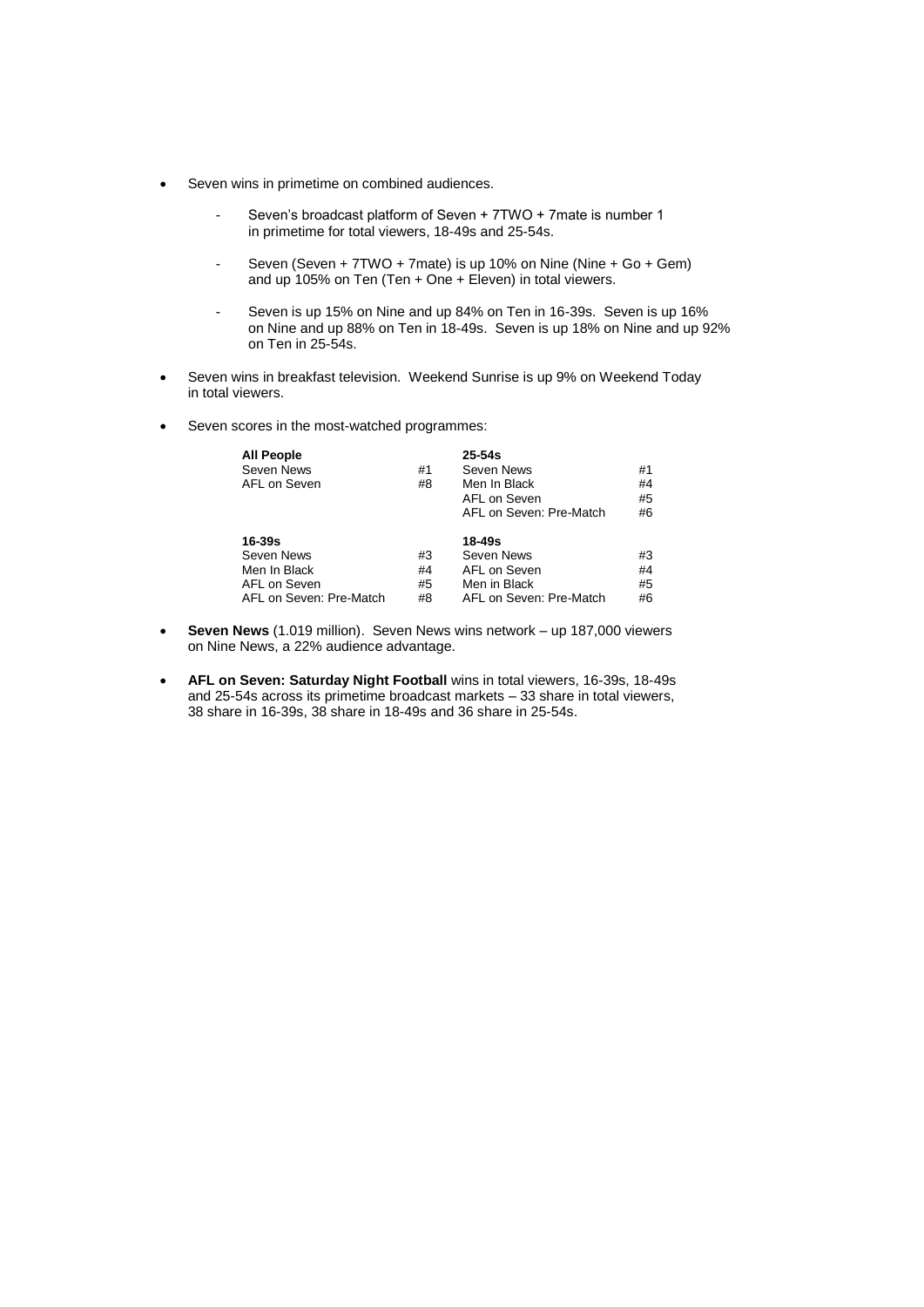- Seven wins in primetime on combined audiences.

  - Seven's broadcast platform of Seven + 7TWO + 7mate is number 1 in primetime for total viewers, 18-49s and 25-54s.

  - Seven (Seven + 7TWO + 7mate) is up 10% on Nine (Nine + Go + Gem) and up 105% on Ten (Ten + One + Eleven) in total viewers.

  - Seven is up 15% on Nine and up 84% on Ten in 16-39s. Seven is up 16% on Nine and up 88% on Ten in 18-49s. Seven is up 18% on Nine and up 92% on Ten in 25-54s.

- Seven wins in breakfast television. Weekend Sunrise is up 9% on Weekend Today in total viewers.

- Seven scores in the most-watched programmes:

| | | | |
|---|---|---|---|
| **All People** | | **25-54s** | |
| Seven News | #1 | Seven News | #1 |
| AFL on Seven | #8 | Men In Black | #4 |
| | | AFL on Seven | #5 |
| | | AFL on Seven: Pre-Match | #6 |
| **16-39s** | | **18-49s** | |
| Seven News | #3 | Seven News | #3 |
| Men In Black | #4 | AFL on Seven | #4 |
| AFL on Seven | #5 | Men in Black | #5 |
| AFL on Seven: Pre-Match | #8 | AFL on Seven: Pre-Match | #6 |

- **Seven News** (1.019 million). Seven News wins network – up 187,000 viewers on Nine News, a 22% audience advantage.

- **AFL on Seven: Saturday Night Football** wins in total viewers, 16-39s, 18-49s and 25-54s across its primetime broadcast markets – 33 share in total viewers, 38 share in 16-39s, 38 share in 18-49s and 36 share in 25-54s.